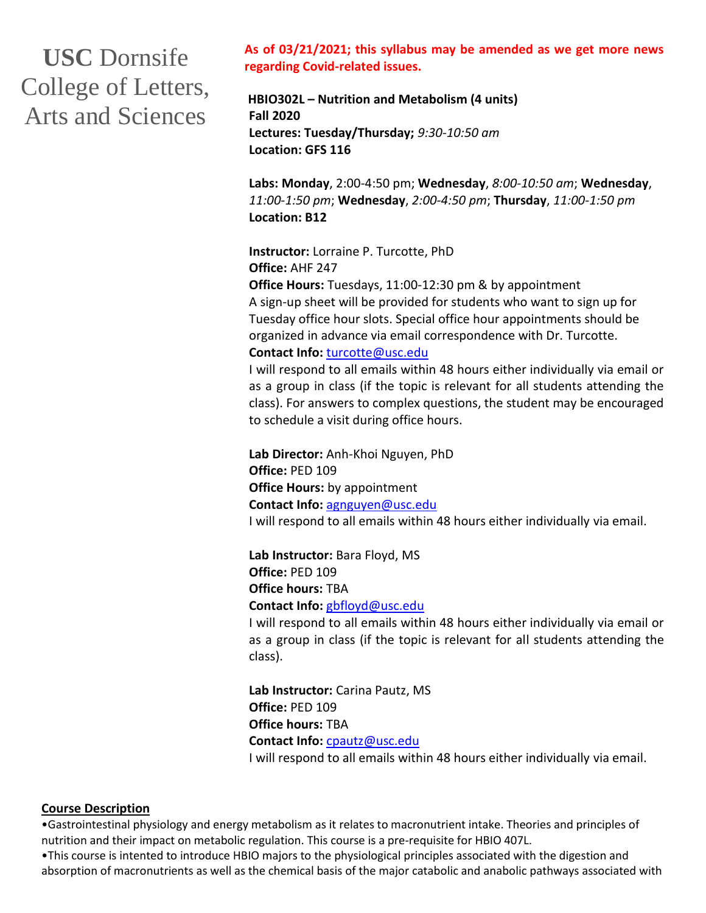**USC** Dornsife College of Letters, Arts and Sciences

**As of 03/21/2021; this syllabus may be amended as we get more news regarding Covid-related issues.**

**HBIO302L – Nutrition and Metabolism (4 units)**
**Fall 2020**
**Lectures: Tuesday/Thursday;** *9:30-10:50 am*
**Location: GFS 116**

**Labs: Monday**, 2:00-4:50 pm; **Wednesday**, *8:00-10:50 am*; **Wednesday**, *11:00-1:50 pm*; **Wednesday**, *2:00-4:50 pm*; **Thursday**, *11:00-1:50 pm*
**Location: B12**

**Instructor:** Lorraine P. Turcotte, PhD
**Office:** AHF 247
**Office Hours:** Tuesdays, 11:00-12:30 pm & by appointment
A sign-up sheet will be provided for students who want to sign up for Tuesday office hour slots. Special office hour appointments should be organized in advance via email correspondence with Dr. Turcotte.
**Contact Info:** turcotte@usc.edu
I will respond to all emails within 48 hours either individually via email or as a group in class (if the topic is relevant for all students attending the class). For answers to complex questions, the student may be encouraged to schedule a visit during office hours.

**Lab Director:** Anh-Khoi Nguyen, PhD
**Office:** PED 109
**Office Hours:** by appointment
**Contact Info:** agnguyen@usc.edu
I will respond to all emails within 48 hours either individually via email.

**Lab Instructor:** Bara Floyd, MS
**Office:** PED 109
**Office hours:** TBA
**Contact Info:** gbfloyd@usc.edu
I will respond to all emails within 48 hours either individually via email or as a group in class (if the topic is relevant for all students attending the class).

**Lab Instructor:** Carina Pautz, MS
**Office:** PED 109
**Office hours:** TBA
**Contact Info:** cpautz@usc.edu
I will respond to all emails within 48 hours either individually via email.

## Course Description

•Gastrointestinal physiology and energy metabolism as it relates to macronutrient intake. Theories and principles of nutrition and their impact on metabolic regulation. This course is a pre-requisite for HBIO 407L.

•This course is intented to introduce HBIO majors to the physiological principles associated with the digestion and absorption of macronutrients as well as the chemical basis of the major catabolic and anabolic pathways associated with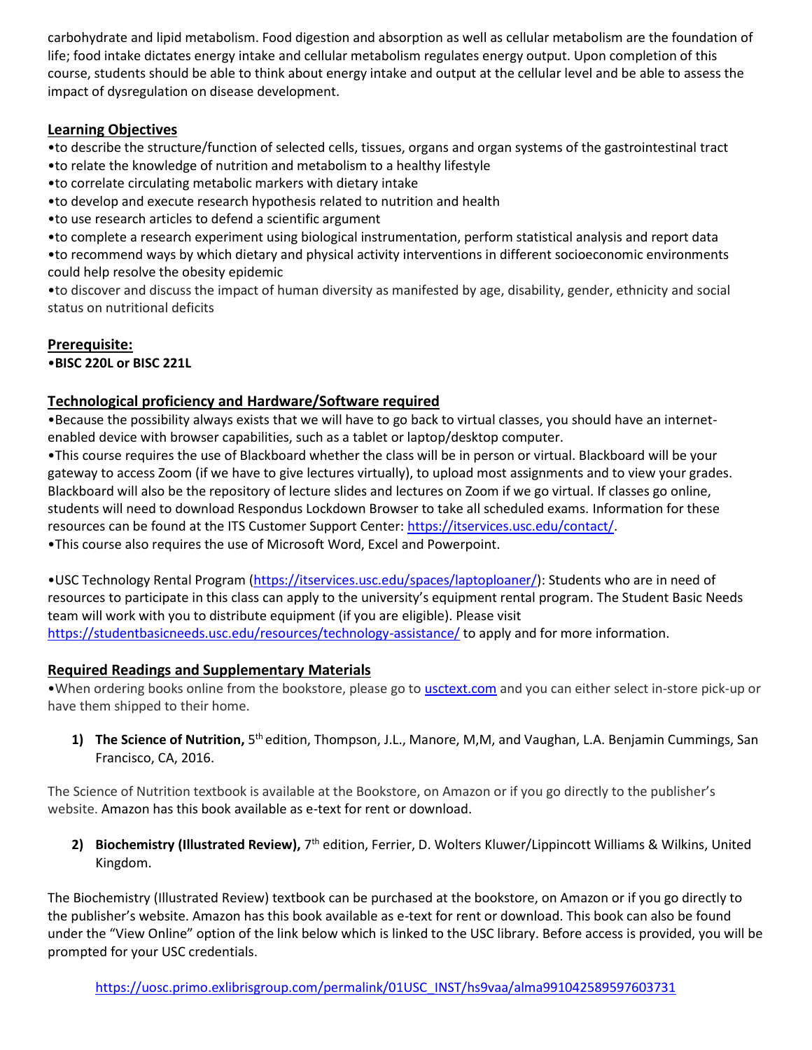carbohydrate and lipid metabolism. Food digestion and absorption as well as cellular metabolism are the foundation of life; food intake dictates energy intake and cellular metabolism regulates energy output. Upon completion of this course, students should be able to think about energy intake and output at the cellular level and be able to assess the impact of dysregulation on disease development.

## Learning Objectives

- to describe the structure/function of selected cells, tissues, organs and organ systems of the gastrointestinal tract
- to relate the knowledge of nutrition and metabolism to a healthy lifestyle
- to correlate circulating metabolic markers with dietary intake
- to develop and execute research hypothesis related to nutrition and health
- to use research articles to defend a scientific argument
- to complete a research experiment using biological instrumentation, perform statistical analysis and report data
- to recommend ways by which dietary and physical activity interventions in different socioeconomic environments could help resolve the obesity epidemic
- to discover and discuss the impact of human diversity as manifested by age, disability, gender, ethnicity and social status on nutritional deficits

## Prerequisite:

- **BISC 220L or BISC 221L**

## Technological proficiency and Hardware/Software required

- Because the possibility always exists that we will have to go back to virtual classes, you should have an internet-enabled device with browser capabilities, such as a tablet or laptop/desktop computer.
- This course requires the use of Blackboard whether the class will be in person or virtual. Blackboard will be your gateway to access Zoom (if we have to give lectures virtually), to upload most assignments and to view your grades. Blackboard will also be the repository of lecture slides and lectures on Zoom if we go virtual. If classes go online, students will need to download Respondus Lockdown Browser to take all scheduled exams. Information for these resources can be found at the ITS Customer Support Center: https://itservices.usc.edu/contact/.
- This course also requires the use of Microsoft Word, Excel and Powerpoint.

- USC Technology Rental Program (https://itservices.usc.edu/spaces/laptoploaner/): Students who are in need of resources to participate in this class can apply to the university's equipment rental program. The Student Basic Needs team will work with you to distribute equipment (if you are eligible). Please visit https://studentbasicneeds.usc.edu/resources/technology-assistance/ to apply and for more information.

## Required Readings and Supplementary Materials

- When ordering books online from the bookstore, please go to usctext.com and you can either select in-store pick-up or have them shipped to their home.

1) **The Science of Nutrition,** 5th edition, Thompson, J.L., Manore, M,M, and Vaughan, L.A. Benjamin Cummings, San Francisco, CA, 2016.

The Science of Nutrition textbook is available at the Bookstore, on Amazon or if you go directly to the publisher's website. Amazon has this book available as e-text for rent or download.

2) **Biochemistry (Illustrated Review),** 7th edition, Ferrier, D. Wolters Kluwer/Lippincott Williams & Wilkins, United Kingdom.

The Biochemistry (Illustrated Review) textbook can be purchased at the bookstore, on Amazon or if you go directly to the publisher's website. Amazon has this book available as e-text for rent or download. This book can also be found under the "View Online" option of the link below which is linked to the USC library. Before access is provided, you will be prompted for your USC credentials.

https://uosc.primo.exlibrisgroup.com/permalink/01USC_INST/hs9vaa/alma991042589597603731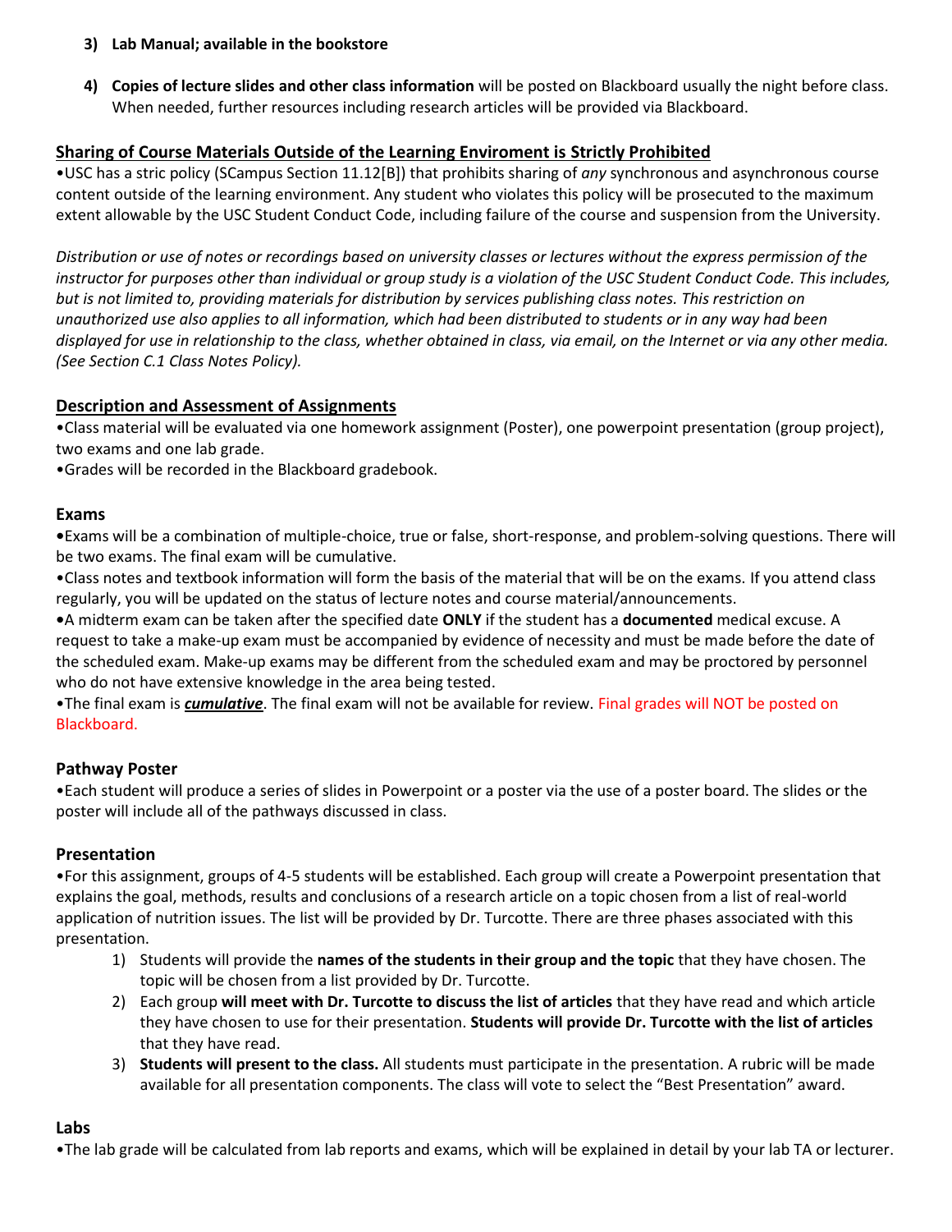3) **Lab Manual; available in the bookstore**

4) **Copies of lecture slides and other class information** will be posted on Blackboard usually the night before class. When needed, further resources including research articles will be provided via Blackboard.

## Sharing of Course Materials Outside of the Learning Enviroment is Strictly Prohibited

•USC has a stric policy (SCampus Section 11.12[B]) that prohibits sharing of *any* synchronous and asynchronous course content outside of the learning environment. Any student who violates this policy will be prosecuted to the maximum extent allowable by the USC Student Conduct Code, including failure of the course and suspension from the University.

*Distribution or use of notes or recordings based on university classes or lectures without the express permission of the instructor for purposes other than individual or group study is a violation of the USC Student Conduct Code. This includes, but is not limited to, providing materials for distribution by services publishing class notes. This restriction on unauthorized use also applies to all information, which had been distributed to students or in any way had been displayed for use in relationship to the class, whether obtained in class, via email, on the Internet or via any other media. (See Section C.1 Class Notes Policy).*

## Description and Assessment of Assignments

•Class material will be evaluated via one homework assignment (Poster), one powerpoint presentation (group project), two exams and one lab grade.

•Grades will be recorded in the Blackboard gradebook.

### Exams

•Exams will be a combination of multiple-choice, true or false, short-response, and problem-solving questions. There will be two exams. The final exam will be cumulative.

•Class notes and textbook information will form the basis of the material that will be on the exams. If you attend class regularly, you will be updated on the status of lecture notes and course material/announcements.

•A midterm exam can be taken after the specified date **ONLY** if the student has a **documented** medical excuse. A request to take a make-up exam must be accompanied by evidence of necessity and must be made before the date of the scheduled exam. Make-up exams may be different from the scheduled exam and may be proctored by personnel who do not have extensive knowledge in the area being tested.

•The final exam is ***cumulative***. The final exam will not be available for review. Final grades will NOT be posted on Blackboard.

### Pathway Poster

•Each student will produce a series of slides in Powerpoint or a poster via the use of a poster board. The slides or the poster will include all of the pathways discussed in class.

### Presentation

•For this assignment, groups of 4-5 students will be established. Each group will create a Powerpoint presentation that explains the goal, methods, results and conclusions of a research article on a topic chosen from a list of real-world application of nutrition issues. The list will be provided by Dr. Turcotte. There are three phases associated with this presentation.

1) Students will provide the **names of the students in their group and the topic** that they have chosen. The topic will be chosen from a list provided by Dr. Turcotte.
2) Each group **will meet with Dr. Turcotte to discuss the list of articles** that they have read and which article they have chosen to use for their presentation. **Students will provide Dr. Turcotte with the list of articles** that they have read.
3) **Students will present to the class.** All students must participate in the presentation. A rubric will be made available for all presentation components. The class will vote to select the "Best Presentation" award.

### Labs

•The lab grade will be calculated from lab reports and exams, which will be explained in detail by your lab TA or lecturer.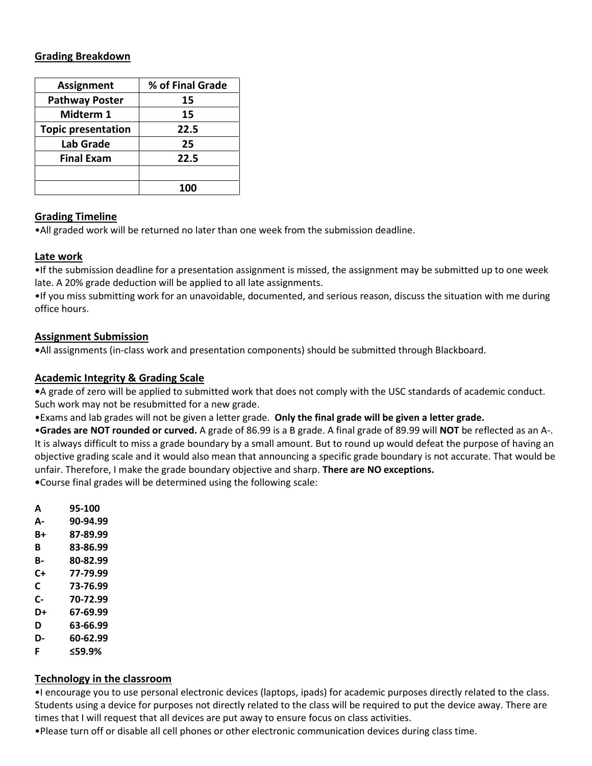## Grading Breakdown

| Assignment | % of Final Grade |
|---|---|
| **Pathway Poster** | **15** |
| **Midterm 1** | **15** |
| **Topic presentation** | **22.5** |
| **Lab Grade** | **25** |
| **Final Exam** | **22.5** |
| | |
| | **100** |

## Grading Timeline

•All graded work will be returned no later than one week from the submission deadline.

## Late work

•If the submission deadline for a presentation assignment is missed, the assignment may be submitted up to one week late. A 20% grade deduction will be applied to all late assignments.

•If you miss submitting work for an unavoidable, documented, and serious reason, discuss the situation with me during office hours.

## Assignment Submission

•All assignments (in-class work and presentation components) should be submitted through Blackboard.

## Academic Integrity & Grading Scale

•A grade of zero will be applied to submitted work that does not comply with the USC standards of academic conduct. Such work may not be resubmitted for a new grade.

•Exams and lab grades will not be given a letter grade. **Only the final grade will be given a letter grade.**

•**Grades are NOT rounded or curved.** A grade of 86.99 is a B grade. A final grade of 89.99 will **NOT** be reflected as an A-. It is always difficult to miss a grade boundary by a small amount. But to round up would defeat the purpose of having an objective grading scale and it would also mean that announcing a specific grade boundary is not accurate. That would be unfair. Therefore, I make the grade boundary objective and sharp. **There are NO exceptions.**

•Course final grades will be determined using the following scale:

**A** **95-100**
**A-** **90-94.99**
**B+** **87-89.99**
**B** **83-86.99**
**B-** **80-82.99**
**C+** **77-79.99**
**C** **73-76.99**
**C-** **70-72.99**
**D+** **67-69.99**
**D** **63-66.99**
**D-** **60-62.99**
**F** **≤59.9%**

## Technology in the classroom

•I encourage you to use personal electronic devices (laptops, ipads) for academic purposes directly related to the class. Students using a device for purposes not directly related to the class will be required to put the device away. There are times that I will request that all devices are put away to ensure focus on class activities.

•Please turn off or disable all cell phones or other electronic communication devices during class time.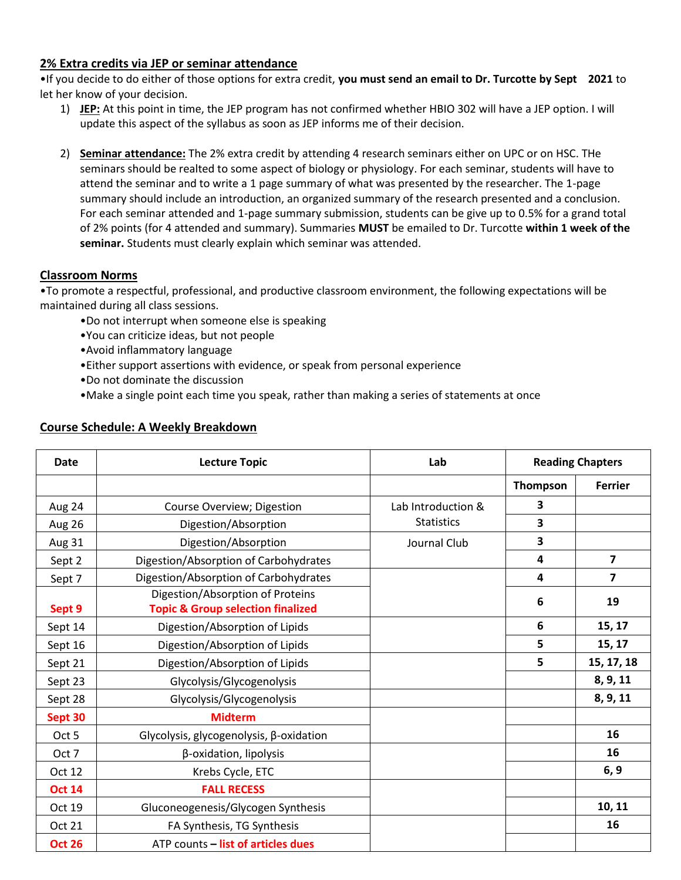## 2% Extra credits via JEP or seminar attendance

•If you decide to do either of those options for extra credit, **you must send an email to Dr. Turcotte by Sept  2021** to let her know of your decision.

1) **JEP:** At this point in time, the JEP program has not confirmed whether HBIO 302 will have a JEP option. I will update this aspect of the syllabus as soon as JEP informs me of their decision.

2) **Seminar attendance:** The 2% extra credit by attending 4 research seminars either on UPC or on HSC. THe seminars should be realted to some aspect of biology or physiology. For each seminar, students will have to attend the seminar and to write a 1 page summary of what was presented by the researcher. The 1-page summary should include an introduction, an organized summary of the research presented and a conclusion. For each seminar attended and 1-page summary submission, students can be give up to 0.5% for a grand total of 2% points (for 4 attended and summary). Summaries **MUST** be emailed to Dr. Turcotte **within 1 week of the seminar.** Students must clearly explain which seminar was attended.

## Classroom Norms

•To promote a respectful, professional, and productive classroom environment, the following expectations will be maintained during all class sessions.

- Do not interrupt when someone else is speaking
- You can criticize ideas, but not people
- Avoid inflammatory language
- Either support assertions with evidence, or speak from personal experience
- Do not dominate the discussion
- Make a single point each time you speak, rather than making a series of statements at once

## Course Schedule: A Weekly Breakdown

| Date | Lecture Topic | Lab | Reading Chapters | |
|---|---|---|---|---|
| | | | **Thompson** | **Ferrier** |
| Aug 24 | Course Overview; Digestion | Lab Introduction & Statistics | **3** | |
| Aug 26 | Digestion/Absorption | | **3** | |
| Aug 31 | Digestion/Absorption | Journal Club | **3** | |
| Sept 2 | Digestion/Absorption of Carbohydrates | | **4** | **7** |
| Sept 7 | Digestion/Absorption of Carbohydrates | | **4** | **7** |
| Sept 9 | Digestion/Absorption of Proteins<br>Topic & Group selection finalized | | **6** | **19** |
| Sept 14 | Digestion/Absorption of Lipids | | **6** | **15, 17** |
| Sept 16 | Digestion/Absorption of Lipids | | **5** | **15, 17** |
| Sept 21 | Digestion/Absorption of Lipids | | **5** | **15, 17, 18** |
| Sept 23 | Glycolysis/Glycogenolysis | | | **8, 9, 11** |
| Sept 28 | Glycolysis/Glycogenolysis | | | **8, 9, 11** |
| Sept 30 | Midterm | | | |
| Oct 5 | Glycolysis, glycogenolysis, β-oxidation | | | **16** |
| Oct 7 | β-oxidation, lipolysis | | | **16** |
| Oct 12 | Krebs Cycle, ETC | | | **6, 9** |
| Oct 14 | FALL RECESS | | | |
| Oct 19 | Gluconeogenesis/Glycogen Synthesis | | | **10, 11** |
| Oct 21 | FA Synthesis, TG Synthesis | | | **16** |
| Oct 26 | ATP counts – list of articles dues | | | |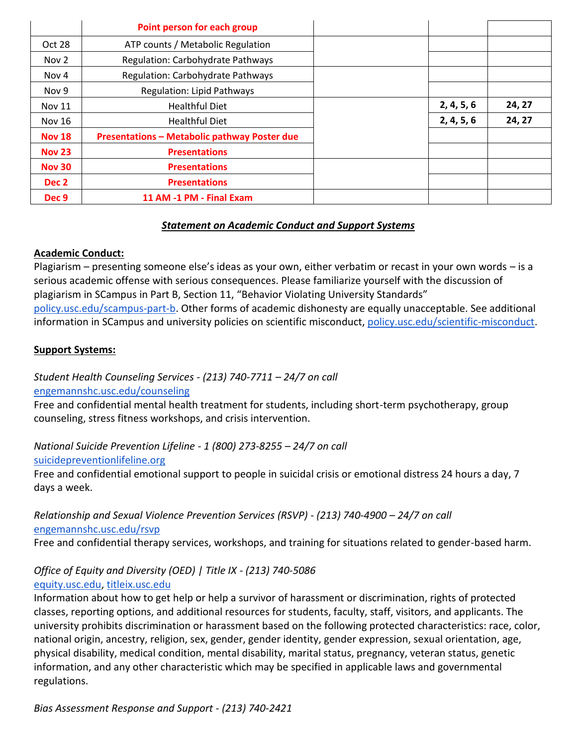| | **Point person for each group** | | | |
|---|---|---|---|---|
| Oct 28 | ATP counts / Metabolic Regulation | | | |
| Nov 2 | Regulation: Carbohydrate Pathways | | | |
| Nov 4 | Regulation: Carbohydrate Pathways | | | |
| Nov 9 | Regulation: Lipid Pathways | | | |
| Nov 11 | Healthful Diet | | **2, 4, 5, 6** | **24, 27** |
| Nov 16 | Healthful Diet | | **2, 4, 5, 6** | **24, 27** |
| **Nov 18** | **Presentations – Metabolic pathway Poster due** | | | |
| **Nov 23** | **Presentations** | | | |
| **Nov 30** | **Presentations** | | | |
| **Dec 2** | **Presentations** | | | |
| **Dec 9** | **11 AM -1 PM - Final Exam** | | | |

## ***Statement on Academic Conduct and Support Systems***

**Academic Conduct:**

Plagiarism – presenting someone else's ideas as your own, either verbatim or recast in your own words – is a serious academic offense with serious consequences. Please familiarize yourself with the discussion of plagiarism in SCampus in Part B, Section 11, "Behavior Violating University Standards" policy.usc.edu/scampus-part-b. Other forms of academic dishonesty are equally unacceptable. See additional information in SCampus and university policies on scientific misconduct, policy.usc.edu/scientific-misconduct.

**Support Systems:**

*Student Health Counseling Services - (213) 740-7711 – 24/7 on call*
engemannshc.usc.edu/counseling
Free and confidential mental health treatment for students, including short-term psychotherapy, group counseling, stress fitness workshops, and crisis intervention.

*National Suicide Prevention Lifeline - 1 (800) 273-8255 – 24/7 on call*
suicidepreventionlifeline.org
Free and confidential emotional support to people in suicidal crisis or emotional distress 24 hours a day, 7 days a week.

*Relationship and Sexual Violence Prevention Services (RSVP) - (213) 740-4900 – 24/7 on call*
engemannshc.usc.edu/rsvp
Free and confidential therapy services, workshops, and training for situations related to gender-based harm.

*Office of Equity and Diversity (OED) | Title IX - (213) 740-5086*
equity.usc.edu, titleix.usc.edu
Information about how to get help or help a survivor of harassment or discrimination, rights of protected classes, reporting options, and additional resources for students, faculty, staff, visitors, and applicants. The university prohibits discrimination or harassment based on the following protected characteristics: race, color, national origin, ancestry, religion, sex, gender, gender identity, gender expression, sexual orientation, age, physical disability, medical condition, mental disability, marital status, pregnancy, veteran status, genetic information, and any other characteristic which may be specified in applicable laws and governmental regulations.

*Bias Assessment Response and Support - (213) 740-2421*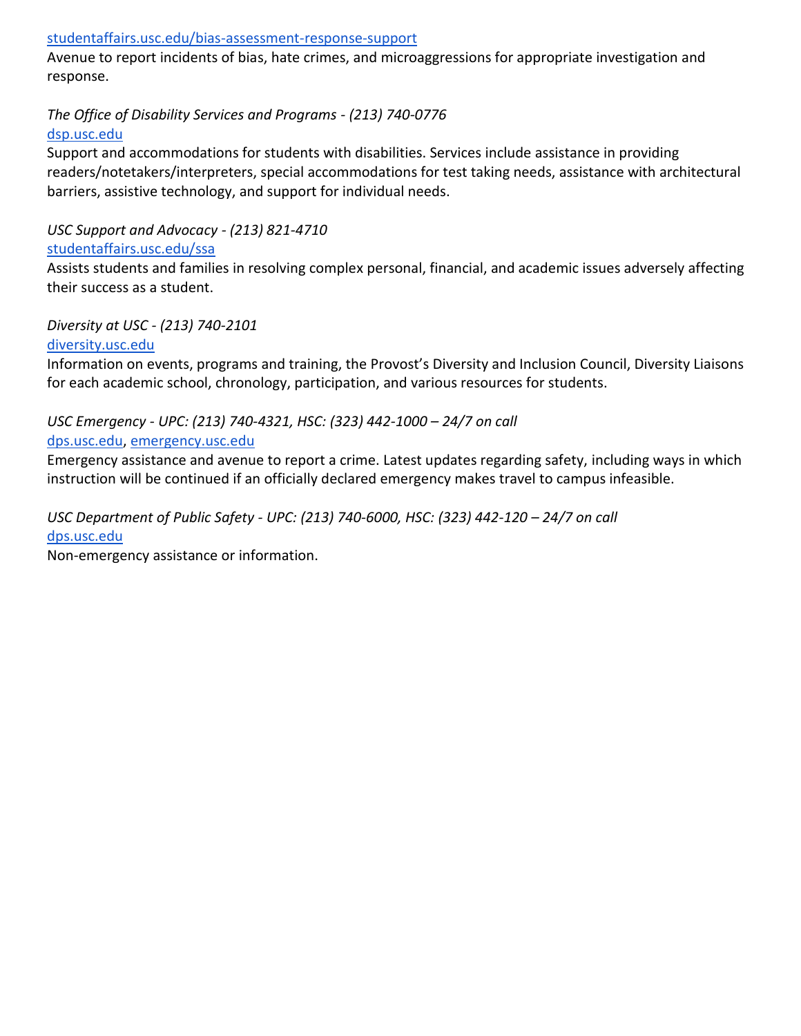studentaffairs.usc.edu/bias-assessment-response-support

Avenue to report incidents of bias, hate crimes, and microaggressions for appropriate investigation and response.

*The Office of Disability Services and Programs - (213) 740-0776*

dsp.usc.edu

Support and accommodations for students with disabilities. Services include assistance in providing readers/notetakers/interpreters, special accommodations for test taking needs, assistance with architectural barriers, assistive technology, and support for individual needs.

*USC Support and Advocacy - (213) 821-4710*

studentaffairs.usc.edu/ssa

Assists students and families in resolving complex personal, financial, and academic issues adversely affecting their success as a student.

*Diversity at USC - (213) 740-2101*

diversity.usc.edu

Information on events, programs and training, the Provost's Diversity and Inclusion Council, Diversity Liaisons for each academic school, chronology, participation, and various resources for students.

*USC Emergency - UPC: (213) 740-4321, HSC: (323) 442-1000 – 24/7 on call*

dps.usc.edu, emergency.usc.edu

Emergency assistance and avenue to report a crime. Latest updates regarding safety, including ways in which instruction will be continued if an officially declared emergency makes travel to campus infeasible.

*USC Department of Public Safety - UPC: (213) 740-6000, HSC: (323) 442-120 – 24/7 on call*

dps.usc.edu

Non-emergency assistance or information.